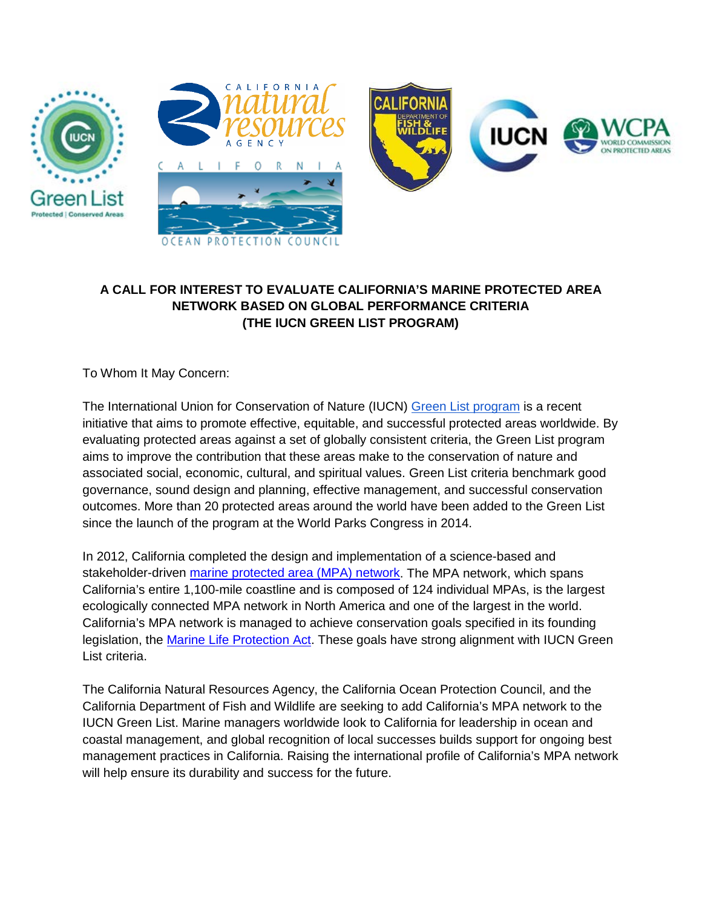# A CALL FOR INTEREST TO EVALUATE CALIFORNIA'S MARINE PROTECTED AREA NETWORK BASED ON GLOBAL PERFORMANCE CRITERIA (THE IUCN GREEN LIST PROGRAM)

To Whom It May Concern:

The International Union for Conservation of Nature (IUCN) Green List program is a recent initiative that aims to promote effective, equitable, and successful protected areas worldwide. By evaluating protected areas against a set of globally consistent criteria, the Green List program aims to improve the contribution that these areas make to the conservation of nature and associated social, economic, cultural, and spiritual values. Green List criteria benchmark good governance, sound design and planning, effective management, and successful conservation outcomes. More than 20 protected areas around the world have been added to the Green List since the launch of the program at the World Parks Congress in 2014.

In 2012, California completed the design and implementation of a science-based and stakeholder-driven marine protected area (MPA) network. The MPA network, which spans California's entire 1,100-mile coastline and is composed of 124 individual MPAs, is the largest ecologically connected MPA network in North America and one of the largest in the world. California's MPA network is managed to achieve conservation goals specified in its founding legislation, the Marine Life Protection Act. These goals have strong alignment with IUCN Green List criteria.

The California Natural Resources Agency, the California Ocean Protection Council, and the California Department of Fish and Wildlife are seeking to add California's MPA network to the IUCN Green List. Marine managers worldwide look to California for leadership in ocean and coastal management, and global recognition of local successes builds support for ongoing best management practices in California. Raising the international profile of California's MPA network will help ensure its durability and success for the future.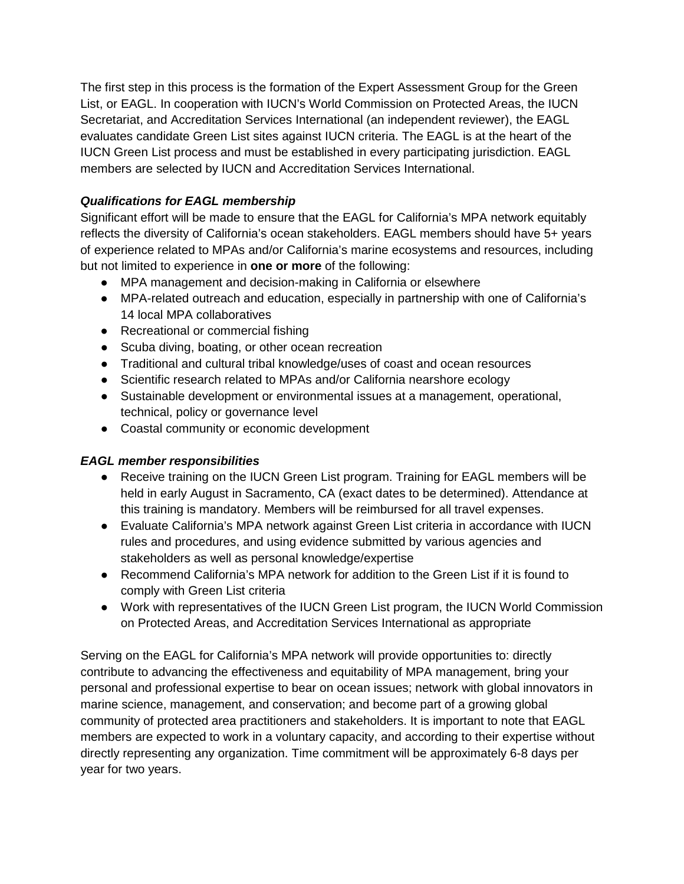The first step in this process is the formation of the Expert Assessment Group for the Green List, or EAGL. In cooperation with IUCN's World Commission on Protected Areas, the IUCN Secretariat, and Accreditation Services International (an independent reviewer), the EAGL evaluates candidate Green List sites against IUCN criteria. The EAGL is at the heart of the IUCN Green List process and must be established in every participating jurisdiction. EAGL members are selected by IUCN and Accreditation Services International.

***Qualifications for EAGL membership***

Significant effort will be made to ensure that the EAGL for California's MPA network equitably reflects the diversity of California's ocean stakeholders. EAGL members should have 5+ years of experience related to MPAs and/or California's marine ecosystems and resources, including but not limited to experience in **one or more** of the following:

- MPA management and decision-making in California or elsewhere
- MPA-related outreach and education, especially in partnership with one of California's 14 local MPA collaboratives
- Recreational or commercial fishing
- Scuba diving, boating, or other ocean recreation
- Traditional and cultural tribal knowledge/uses of coast and ocean resources
- Scientific research related to MPAs and/or California nearshore ecology
- Sustainable development or environmental issues at a management, operational, technical, policy or governance level
- Coastal community or economic development

***EAGL member responsibilities***

- Receive training on the IUCN Green List program. Training for EAGL members will be held in early August in Sacramento, CA (exact dates to be determined). Attendance at this training is mandatory. Members will be reimbursed for all travel expenses.
- Evaluate California's MPA network against Green List criteria in accordance with IUCN rules and procedures, and using evidence submitted by various agencies and stakeholders as well as personal knowledge/expertise
- Recommend California's MPA network for addition to the Green List if it is found to comply with Green List criteria
- Work with representatives of the IUCN Green List program, the IUCN World Commission on Protected Areas, and Accreditation Services International as appropriate

Serving on the EAGL for California's MPA network will provide opportunities to: directly contribute to advancing the effectiveness and equitability of MPA management, bring your personal and professional expertise to bear on ocean issues; network with global innovators in marine science, management, and conservation; and become part of a growing global community of protected area practitioners and stakeholders. It is important to note that EAGL members are expected to work in a voluntary capacity, and according to their expertise without directly representing any organization. Time commitment will be approximately 6-8 days per year for two years.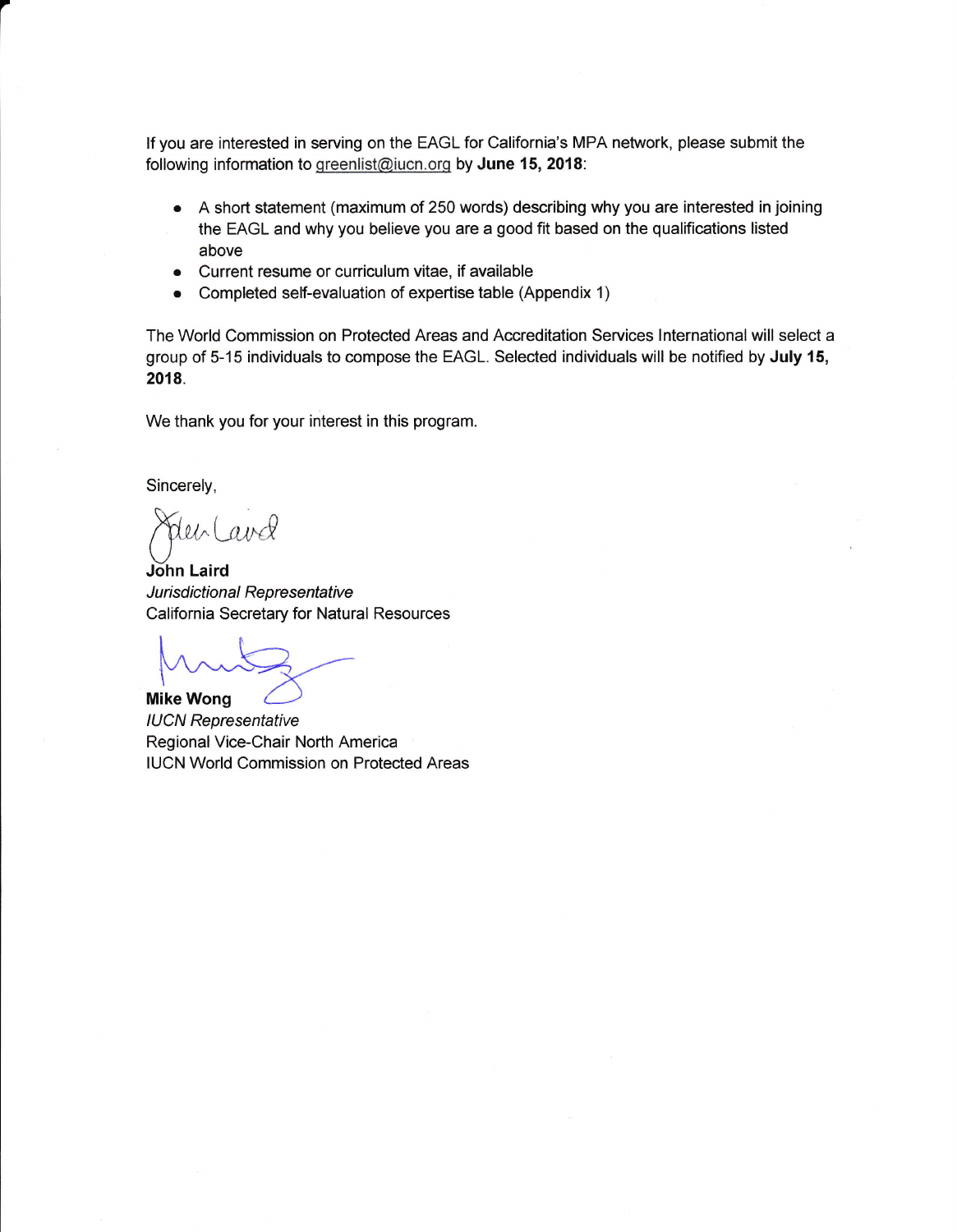If you are interested in serving on the EAGL for California's MPA network, please submit the following information to greenlist@iucn.org by **June 15, 2018**:

- A short statement (maximum of 250 words) describing why you are interested in joining the EAGL and why you believe you are a good fit based on the qualifications listed above
- Current resume or curriculum vitae, if available
- Completed self-evaluation of expertise table (Appendix 1)

The World Commission on Protected Areas and Accreditation Services International will select a group of 5-15 individuals to compose the EAGL. Selected individuals will be notified by **July 15, 2018**.

We thank you for your interest in this program.

Sincerely,

**John Laird**
*Jurisdictional Representative*
California Secretary for Natural Resources

**Mike Wong**
*IUCN Representative*
Regional Vice-Chair North America
IUCN World Commission on Protected Areas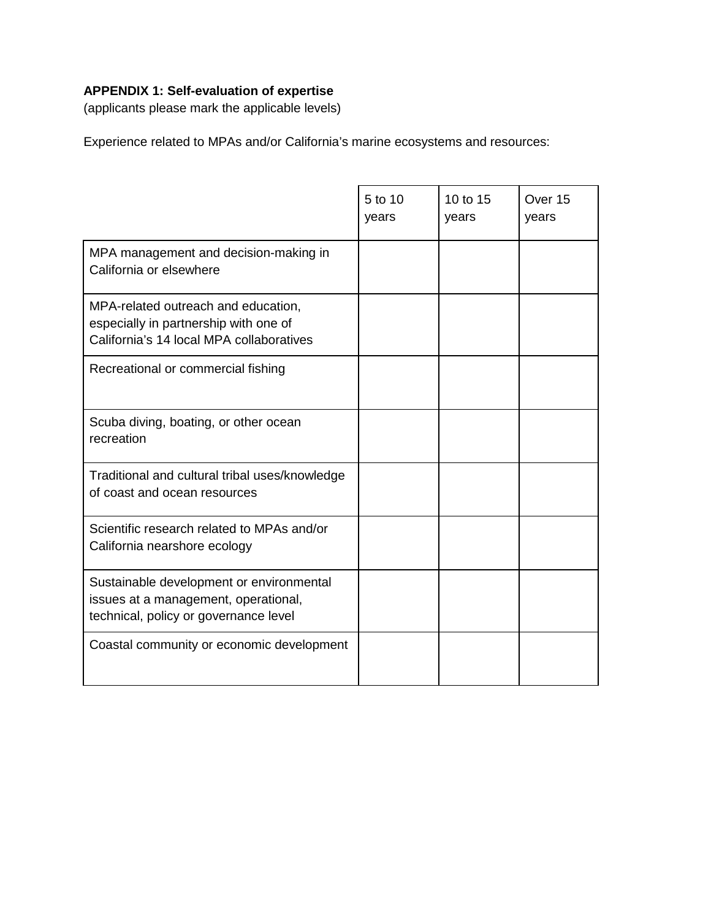**APPENDIX 1: Self-evaluation of expertise**
(applicants please mark the applicable levels)

Experience related to MPAs and/or California's marine ecosystems and resources:

| | 5 to 10 years | 10 to 15 years | Over 15 years |
|---|---|---|---|
| MPA management and decision-making in California or elsewhere | | | |
| MPA-related outreach and education, especially in partnership with one of California's 14 local MPA collaboratives | | | |
| Recreational or commercial fishing | | | |
| Scuba diving, boating, or other ocean recreation | | | |
| Traditional and cultural tribal uses/knowledge of coast and ocean resources | | | |
| Scientific research related to MPAs and/or California nearshore ecology | | | |
| Sustainable development or environmental issues at a management, operational, technical, policy or governance level | | | |
| Coastal community or economic development | | | |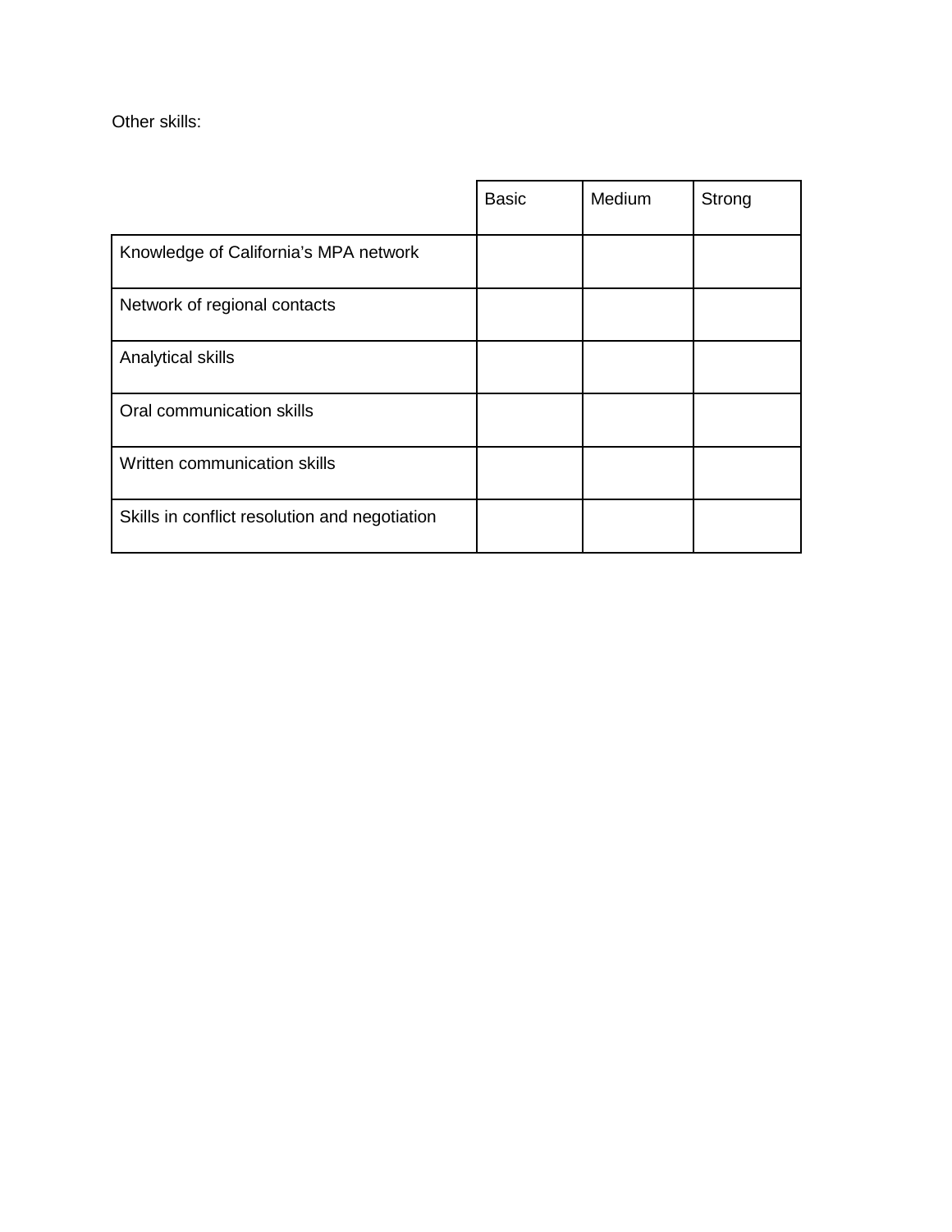Other skills:

| | Basic | Medium | Strong |
|---|---|---|---|
| Knowledge of California's MPA network | | | |
| Network of regional contacts | | | |
| Analytical skills | | | |
| Oral communication skills | | | |
| Written communication skills | | | |
| Skills in conflict resolution and negotiation | | | |